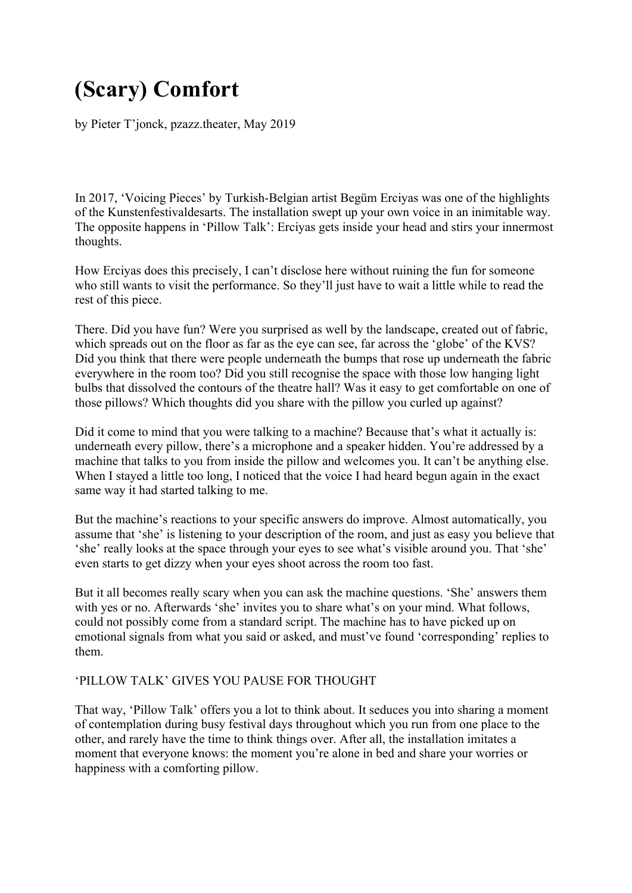# (Scary) Comfort

by Pieter T'jonck, pzazz.theater, May 2019

In 2017, 'Voicing Pieces' by Turkish-Belgian artist Begüm Erciyas was one of the highlights of the Kunstenfestivaldesarts. The installation swept up your own voice in an inimitable way. The opposite happens in 'Pillow Talk': Erciyas gets inside your head and stirs your innermost thoughts.

How Erciyas does this precisely, I can't disclose here without ruining the fun for someone who still wants to visit the performance. So they'll just have to wait a little while to read the rest of this piece.

There. Did you have fun? Were you surprised as well by the landscape, created out of fabric, which spreads out on the floor as far as the eye can see, far across the 'globe' of the KVS? Did you think that there were people underneath the bumps that rose up underneath the fabric everywhere in the room too? Did you still recognise the space with those low hanging light bulbs that dissolved the contours of the theatre hall? Was it easy to get comfortable on one of those pillows? Which thoughts did you share with the pillow you curled up against?

Did it come to mind that you were talking to a machine? Because that's what it actually is: underneath every pillow, there's a microphone and a speaker hidden. You're addressed by a machine that talks to you from inside the pillow and welcomes you. It can't be anything else. When I stayed a little too long, I noticed that the voice I had heard begun again in the exact same way it had started talking to me.

But the machine's reactions to your specific answers do improve. Almost automatically, you assume that 'she' is listening to your description of the room, and just as easy you believe that 'she' really looks at the space through your eyes to see what's visible around you. That 'she' even starts to get dizzy when your eyes shoot across the room too fast.

But it all becomes really scary when you can ask the machine questions. 'She' answers them with yes or no. Afterwards 'she' invites you to share what's on your mind. What follows, could not possibly come from a standard script. The machine has to have picked up on emotional signals from what you said or asked, and must've found 'corresponding' replies to them.

'PILLOW TALK' GIVES YOU PAUSE FOR THOUGHT

That way, 'Pillow Talk' offers you a lot to think about. It seduces you into sharing a moment of contemplation during busy festival days throughout which you run from one place to the other, and rarely have the time to think things over. After all, the installation imitates a moment that everyone knows: the moment you're alone in bed and share your worries or happiness with a comforting pillow.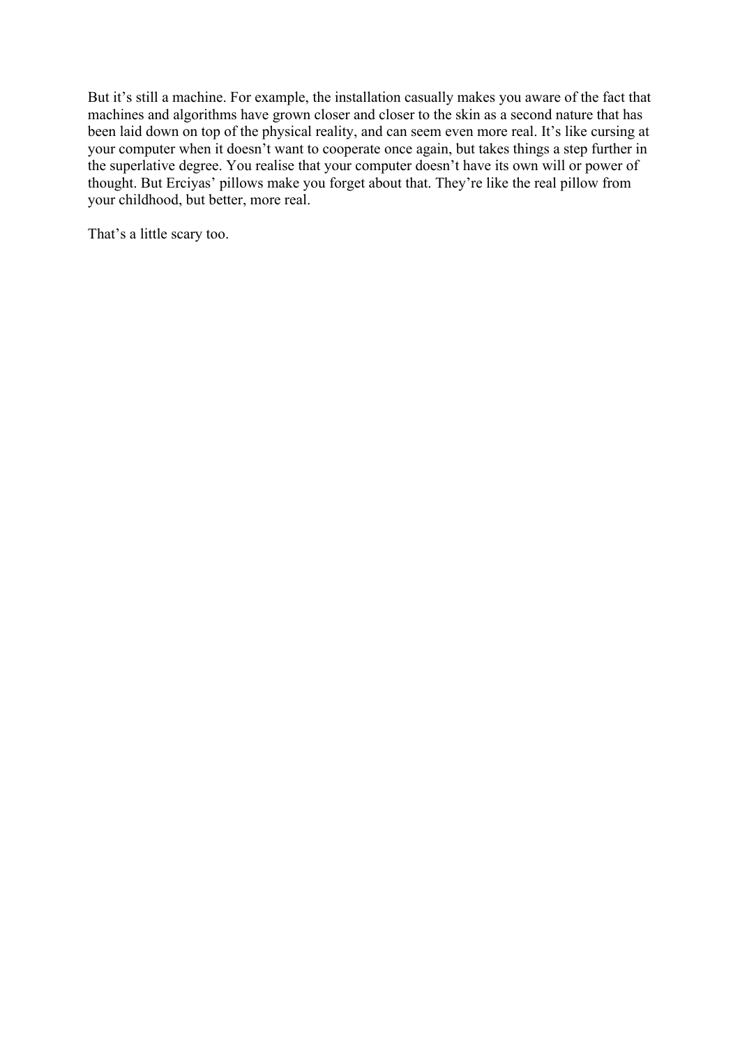But it's still a machine. For example, the installation casually makes you aware of the fact that machines and algorithms have grown closer and closer to the skin as a second nature that has been laid down on top of the physical reality, and can seem even more real. It's like cursing at your computer when it doesn't want to cooperate once again, but takes things a step further in the superlative degree. You realise that your computer doesn't have its own will or power of thought. But Erciyas' pillows make you forget about that. They're like the real pillow from your childhood, but better, more real.

That's a little scary too.